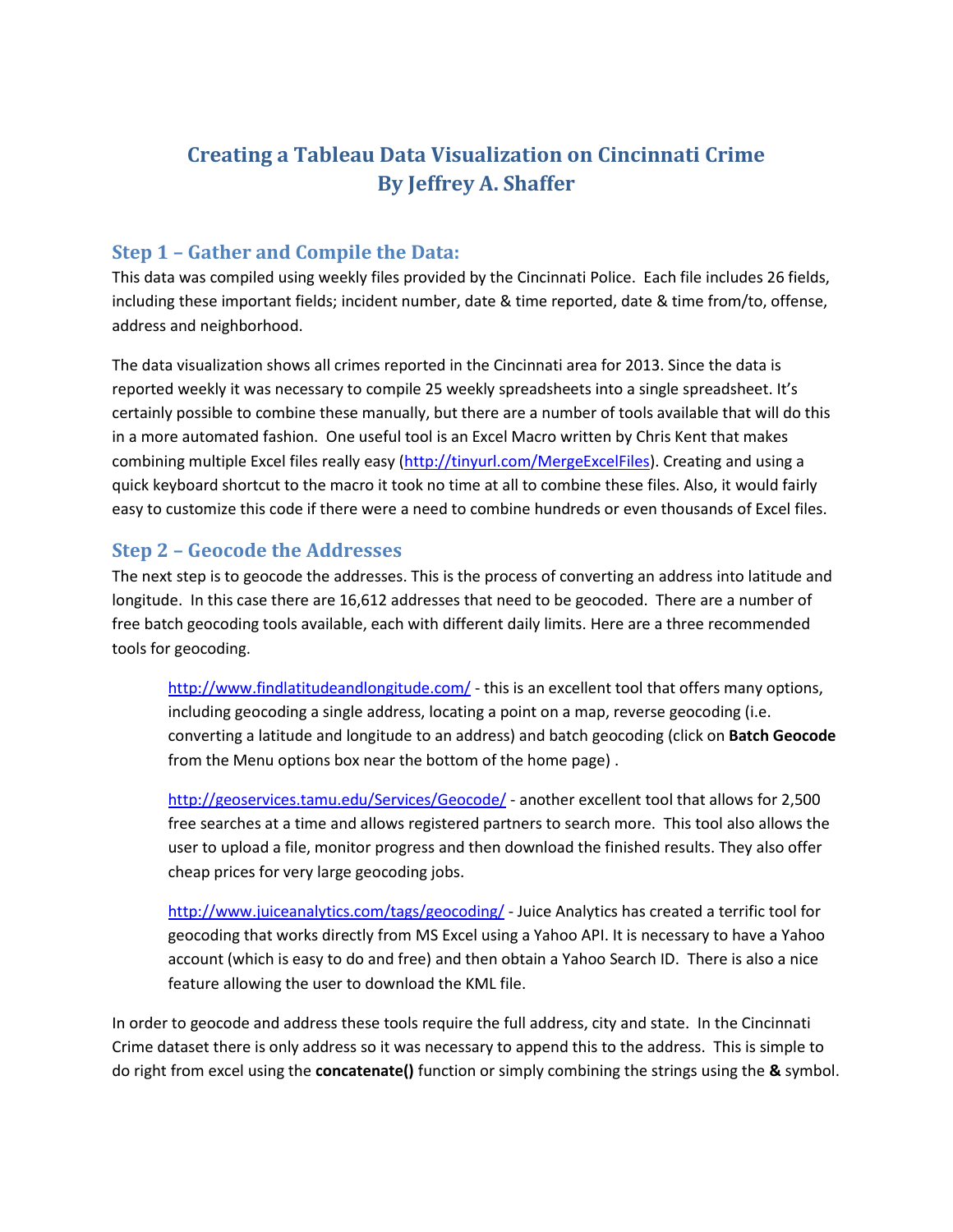# Creating a Tableau Data Visualization on Cincinnati Crime
# By Jeffrey A. Shaffer

## Step 1 – Gather and Compile the Data:

This data was compiled using weekly files provided by the Cincinnati Police. Each file includes 26 fields, including these important fields; incident number, date & time reported, date & time from/to, offense, address and neighborhood.

The data visualization shows all crimes reported in the Cincinnati area for 2013. Since the data is reported weekly it was necessary to compile 25 weekly spreadsheets into a single spreadsheet. It's certainly possible to combine these manually, but there are a number of tools available that will do this in a more automated fashion. One useful tool is an Excel Macro written by Chris Kent that makes combining multiple Excel files really easy (http://tinyurl.com/MergeExcelFiles). Creating and using a quick keyboard shortcut to the macro it took no time at all to combine these files. Also, it would fairly easy to customize this code if there were a need to combine hundreds or even thousands of Excel files.

## Step 2 – Geocode the Addresses

The next step is to geocode the addresses. This is the process of converting an address into latitude and longitude. In this case there are 16,612 addresses that need to be geocoded. There are a number of free batch geocoding tools available, each with different daily limits. Here are a three recommended tools for geocoding.

> http://www.findlatitudeandlongitude.com/ - this is an excellent tool that offers many options, including geocoding a single address, locating a point on a map, reverse geocoding (i.e. converting a latitude and longitude to an address) and batch geocoding (click on **Batch Geocode** from the Menu options box near the bottom of the home page) .
>
> http://geoservices.tamu.edu/Services/Geocode/ - another excellent tool that allows for 2,500 free searches at a time and allows registered partners to search more. This tool also allows the user to upload a file, monitor progress and then download the finished results. They also offer cheap prices for very large geocoding jobs.
>
> http://www.juiceanalytics.com/tags/geocoding/ - Juice Analytics has created a terrific tool for geocoding that works directly from MS Excel using a Yahoo API. It is necessary to have a Yahoo account (which is easy to do and free) and then obtain a Yahoo Search ID. There is also a nice feature allowing the user to download the KML file.

In order to geocode and address these tools require the full address, city and state. In the Cincinnati Crime dataset there is only address so it was necessary to append this to the address. This is simple to do right from excel using the **concatenate()** function or simply combining the strings using the **&** symbol.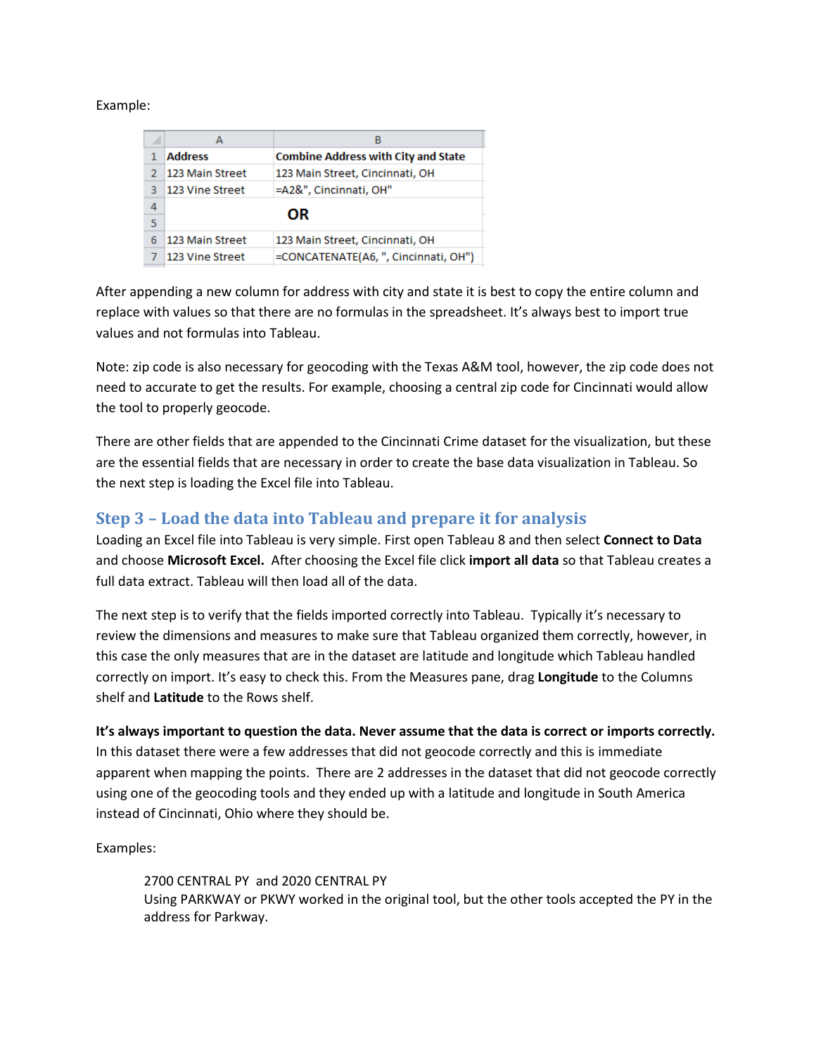Example:

| | A | B |
|---|---|---|
| 1 | **Address** | **Combine Address with City and State** |
| 2 | 123 Main Street | 123 Main Street, Cincinnati, OH |
| 3 | 123 Vine Street | =A2&", Cincinnati, OH" |
| 4 | | **OR** |
| 5 | | |
| 6 | 123 Main Street | 123 Main Street, Cincinnati, OH |
| 7 | 123 Vine Street | =CONCATENATE(A6, ", Cincinnati, OH") |

After appending a new column for address with city and state it is best to copy the entire column and replace with values so that there are no formulas in the spreadsheet. It's always best to import true values and not formulas into Tableau.

Note: zip code is also necessary for geocoding with the Texas A&M tool, however, the zip code does not need to accurate to get the results. For example, choosing a central zip code for Cincinnati would allow the tool to properly geocode.

There are other fields that are appended to the Cincinnati Crime dataset for the visualization, but these are the essential fields that are necessary in order to create the base data visualization in Tableau. So the next step is loading the Excel file into Tableau.

## Step 3 – Load the data into Tableau and prepare it for analysis

Loading an Excel file into Tableau is very simple. First open Tableau 8 and then select **Connect to Data** and choose **Microsoft Excel.** After choosing the Excel file click **import all data** so that Tableau creates a full data extract. Tableau will then load all of the data.

The next step is to verify that the fields imported correctly into Tableau. Typically it's necessary to review the dimensions and measures to make sure that Tableau organized them correctly, however, in this case the only measures that are in the dataset are latitude and longitude which Tableau handled correctly on import. It's easy to check this. From the Measures pane, drag **Longitude** to the Columns shelf and **Latitude** to the Rows shelf.

**It's always important to question the data. Never assume that the data is correct or imports correctly.** In this dataset there were a few addresses that did not geocode correctly and this is immediate apparent when mapping the points. There are 2 addresses in the dataset that did not geocode correctly using one of the geocoding tools and they ended up with a latitude and longitude in South America instead of Cincinnati, Ohio where they should be.

Examples:

> 2700 CENTRAL PY and 2020 CENTRAL PY
> Using PARKWAY or PKWY worked in the original tool, but the other tools accepted the PY in the address for Parkway.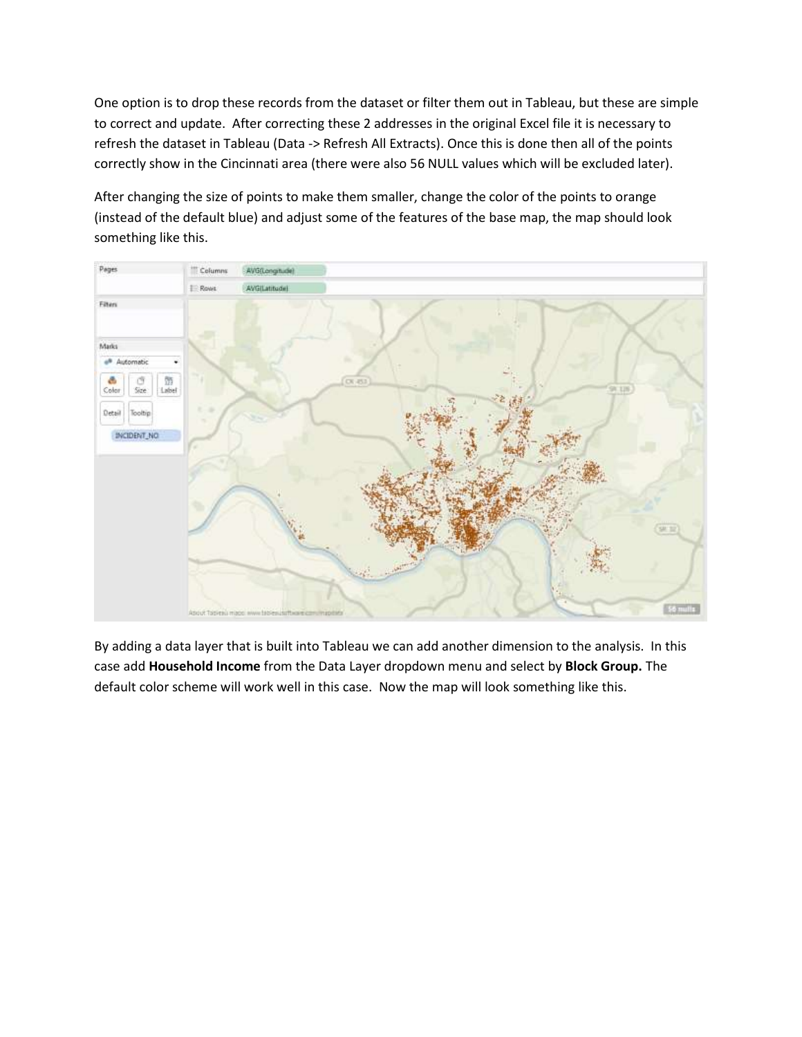One option is to drop these records from the dataset or filter them out in Tableau, but these are simple to correct and update. After correcting these 2 addresses in the original Excel file it is necessary to refresh the dataset in Tableau (Data -> Refresh All Extracts). Once this is done then all of the points correctly show in the Cincinnati area (there were also 56 NULL values which will be excluded later).

After changing the size of points to make them smaller, change the color of the points to orange (instead of the default blue) and adjust some of the features of the base map, the map should look something like this.

By adding a data layer that is built into Tableau we can add another dimension to the analysis. In this case add **Household Income** from the Data Layer dropdown menu and select by **Block Group.** The default color scheme will work well in this case. Now the map will look something like this.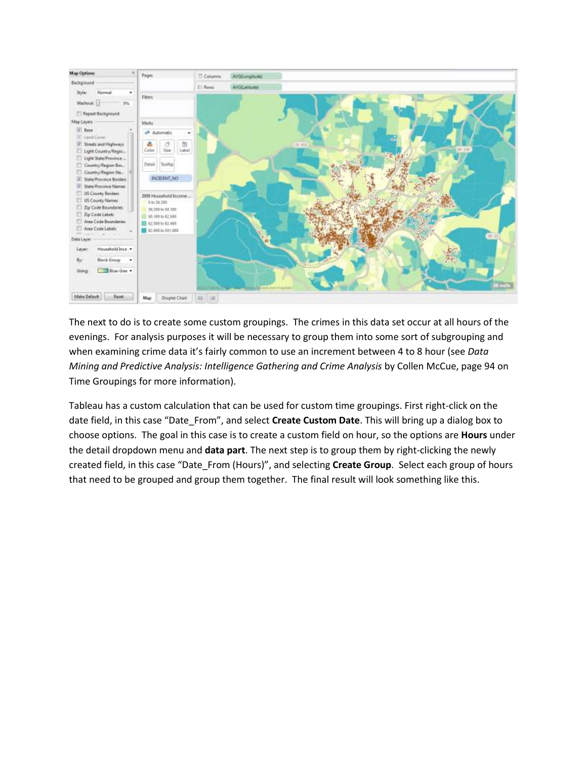The next to do is to create some custom groupings. The crimes in this data set occur at all hours of the evenings. For analysis purposes it will be necessary to group them into some sort of subgrouping and when examining crime data it's fairly common to use an increment between 4 to 8 hour (see *Data Mining and Predictive Analysis: Intelligence Gathering and Crime Analysis* by Collen McCue, page 94 on Time Groupings for more information).

Tableau has a custom calculation that can be used for custom time groupings. First right-click on the date field, in this case "Date_From", and select **Create Custom Date**. This will bring up a dialog box to choose options. The goal in this case is to create a custom field on hour, so the options are **Hours** under the detail dropdown menu and **data part**. The next step is to group them by right-clicking the newly created field, in this case "Date_From (Hours)", and selecting **Create Group**. Select each group of hours that need to be grouped and group them together. The final result will look something like this.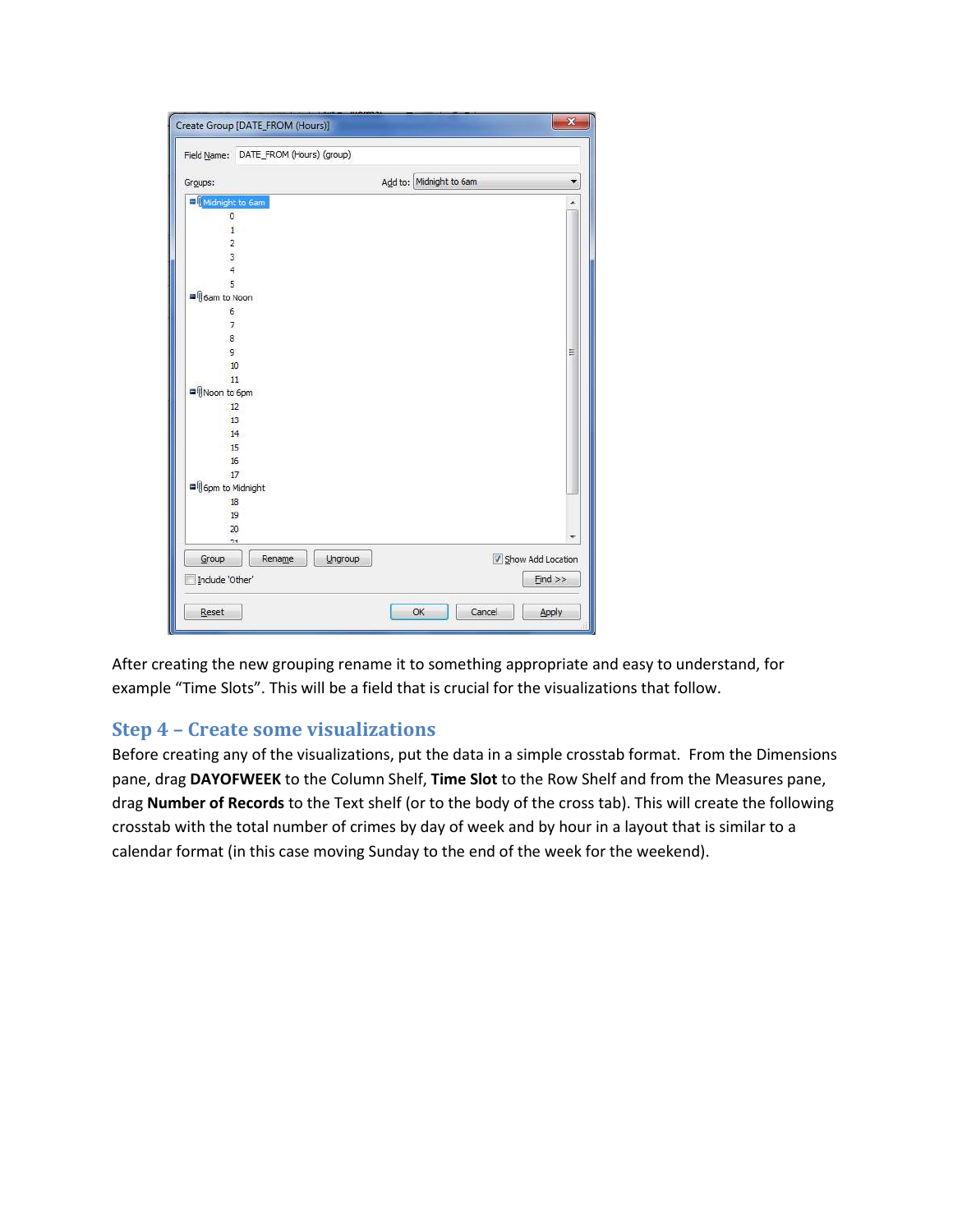After creating the new grouping rename it to something appropriate and easy to understand, for example "Time Slots". This will be a field that is crucial for the visualizations that follow.

## Step 4 – Create some visualizations

Before creating any of the visualizations, put the data in a simple crosstab format. From the Dimensions pane, drag **DAYOFWEEK** to the Column Shelf, **Time Slot** to the Row Shelf and from the Measures pane, drag **Number of Records** to the Text shelf (or to the body of the cross tab). This will create the following crosstab with the total number of crimes by day of week and by hour in a layout that is similar to a calendar format (in this case moving Sunday to the end of the week for the weekend).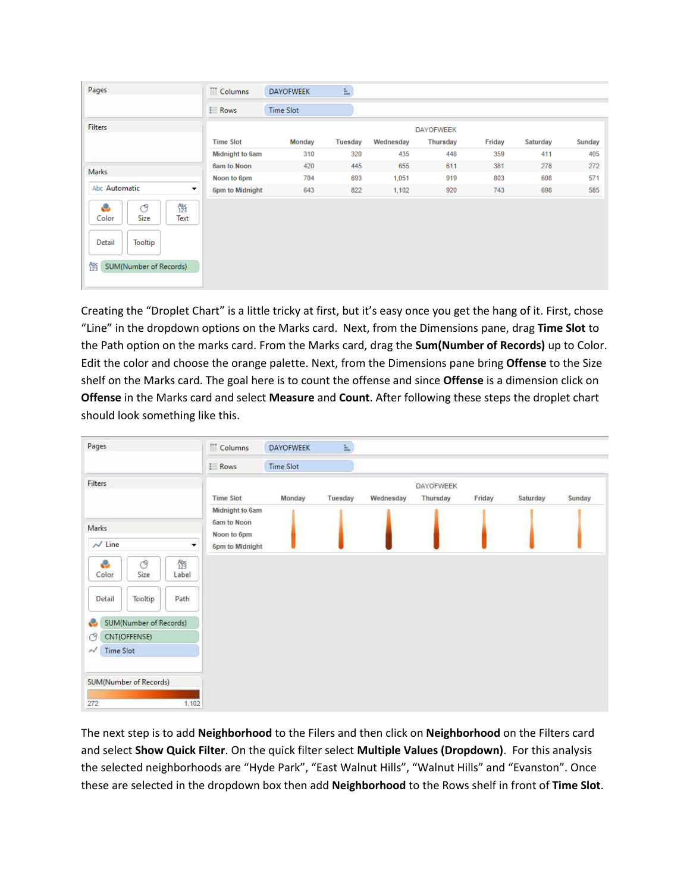| Time Slot | Monday | Tuesday | Wednesday | Thursday | Friday | Saturday | Sunday |
|---|---|---|---|---|---|---|---|
| Midnight to 6am | 310 | 320 | 435 | 448 | 359 | 411 | 405 |
| 6am to Noon | 420 | 445 | 655 | 611 | 381 | 278 | 272 |
| Noon to 6pm | 704 | 693 | 1,051 | 919 | 803 | 608 | 571 |
| 6pm to Midnight | 643 | 822 | 1,102 | 920 | 743 | 698 | 585 |

Creating the “Droplet Chart” is a little tricky at first, but it’s easy once you get the hang of it. First, chose “Line” in the dropdown options on the Marks card. Next, from the Dimensions pane, drag **Time Slot** to the Path option on the marks card. From the Marks card, drag the **Sum(Number of Records)** up to Color. Edit the color and choose the orange palette. Next, from the Dimensions pane bring **Offense** to the Size shelf on the Marks card. The goal here is to count the offense and since **Offense** is a dimension click on **Offense** in the Marks card and select **Measure** and **Count**. After following these steps the droplet chart should look something like this.

The next step is to add **Neighborhood** to the Filers and then click on **Neighborhood** on the Filters card and select **Show Quick Filter**. On the quick filter select **Multiple Values (Dropdown)**. For this analysis the selected neighborhoods are “Hyde Park”, “East Walnut Hills”, “Walnut Hills” and “Evanston”. Once these are selected in the dropdown box then add **Neighborhood** to the Rows shelf in front of **Time Slot**.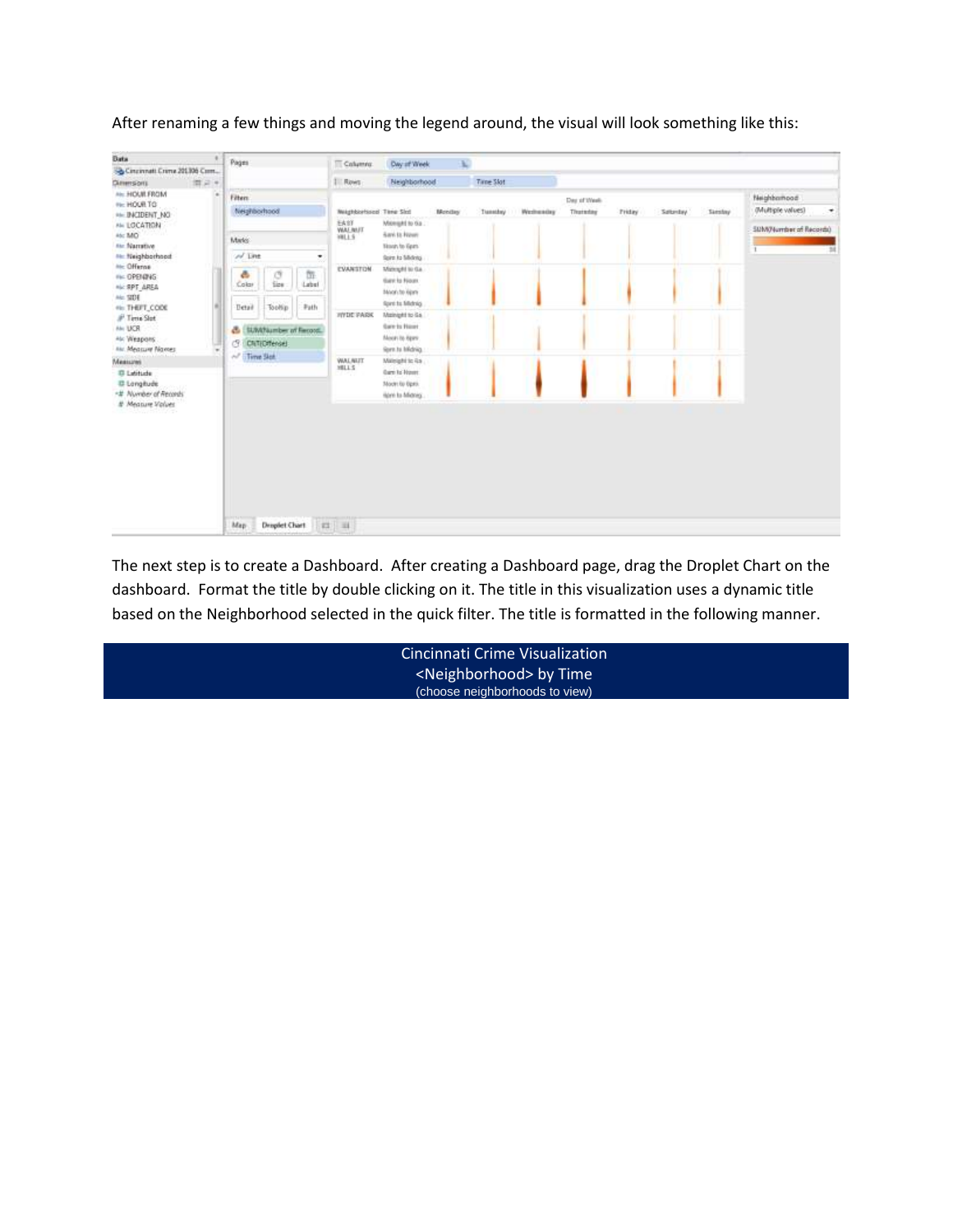After renaming a few things and moving the legend around, the visual will look something like this:

The next step is to create a Dashboard. After creating a Dashboard page, drag the Droplet Chart on the dashboard. Format the title by double clicking on it. The title in this visualization uses a dynamic title based on the Neighborhood selected in the quick filter. The title is formatted in the following manner.

Cincinnati Crime Visualization
<Neighborhood> by Time
(choose neighborhoods to view)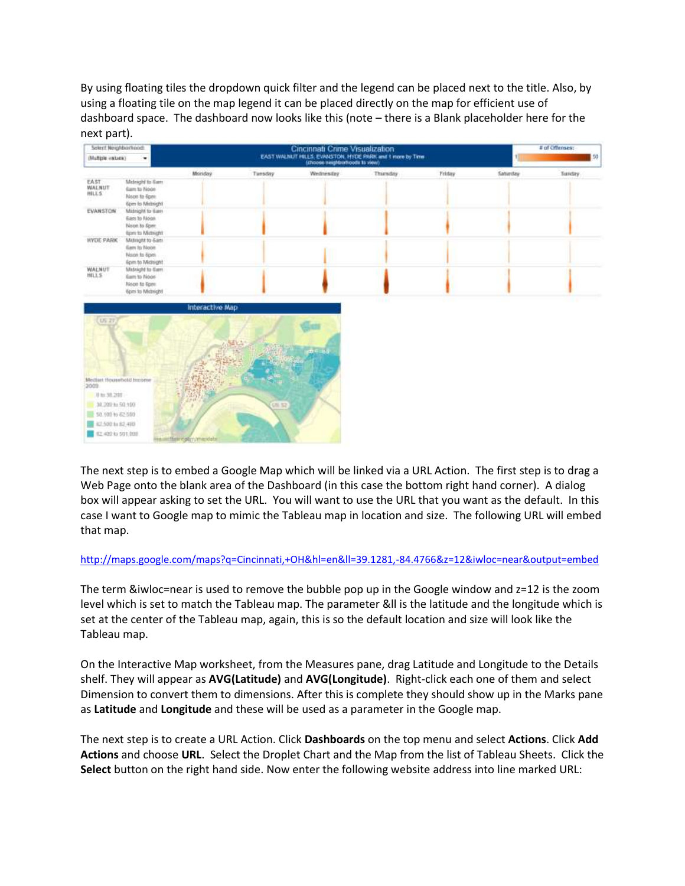By using floating tiles the dropdown quick filter and the legend can be placed next to the title. Also, by using a floating tile on the map legend it can be placed directly on the map for efficient use of dashboard space. The dashboard now looks like this (note – there is a Blank placeholder here for the next part).

The next step is to embed a Google Map which will be linked via a URL Action. The first step is to drag a Web Page onto the blank area of the Dashboard (in this case the bottom right hand corner). A dialog box will appear asking to set the URL. You will want to use the URL that you want as the default. In this case I want to Google map to mimic the Tableau map in location and size. The following URL will embed that map.

http://maps.google.com/maps?q=Cincinnati,+OH&hl=en&ll=39.1281,-84.4766&z=12&iwloc=near&output=embed

The term &iwloc=near is used to remove the bubble pop up in the Google window and z=12 is the zoom level which is set to match the Tableau map. The parameter &ll is the latitude and the longitude which is set at the center of the Tableau map, again, this is so the default location and size will look like the Tableau map.

On the Interactive Map worksheet, from the Measures pane, drag Latitude and Longitude to the Details shelf. They will appear as **AVG(Latitude)** and **AVG(Longitude)**. Right-click each one of them and select Dimension to convert them to dimensions. After this is complete they should show up in the Marks pane as **Latitude** and **Longitude** and these will be used as a parameter in the Google map.

The next step is to create a URL Action. Click **Dashboards** on the top menu and select **Actions**. Click **Add Actions** and choose **URL**. Select the Droplet Chart and the Map from the list of Tableau Sheets. Click the **Select** button on the right hand side. Now enter the following website address into line marked URL: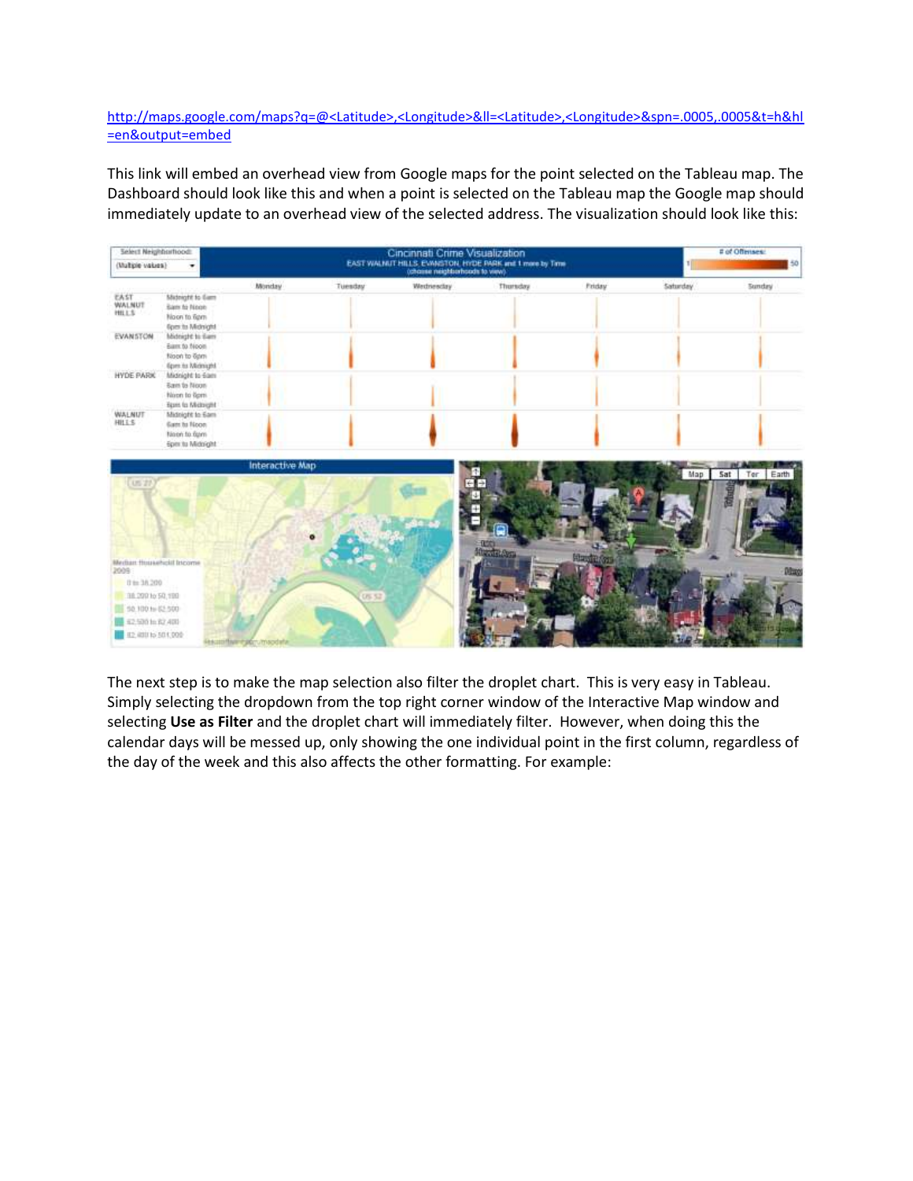http://maps.google.com/maps?q=@<Latitude>,<Longitude>&ll=<Latitude>,<Longitude>&spn=.0005,.0005&t=h&hl=en&output=embed

This link will embed an overhead view from Google maps for the point selected on the Tableau map. The Dashboard should look like this and when a point is selected on the Tableau map the Google map should immediately update to an overhead view of the selected address. The visualization should look like this:

The next step is to make the map selection also filter the droplet chart. This is very easy in Tableau. Simply selecting the dropdown from the top right corner window of the Interactive Map window and selecting **Use as Filter** and the droplet chart will immediately filter. However, when doing this the calendar days will be messed up, only showing the one individual point in the first column, regardless of the day of the week and this also affects the other formatting. For example: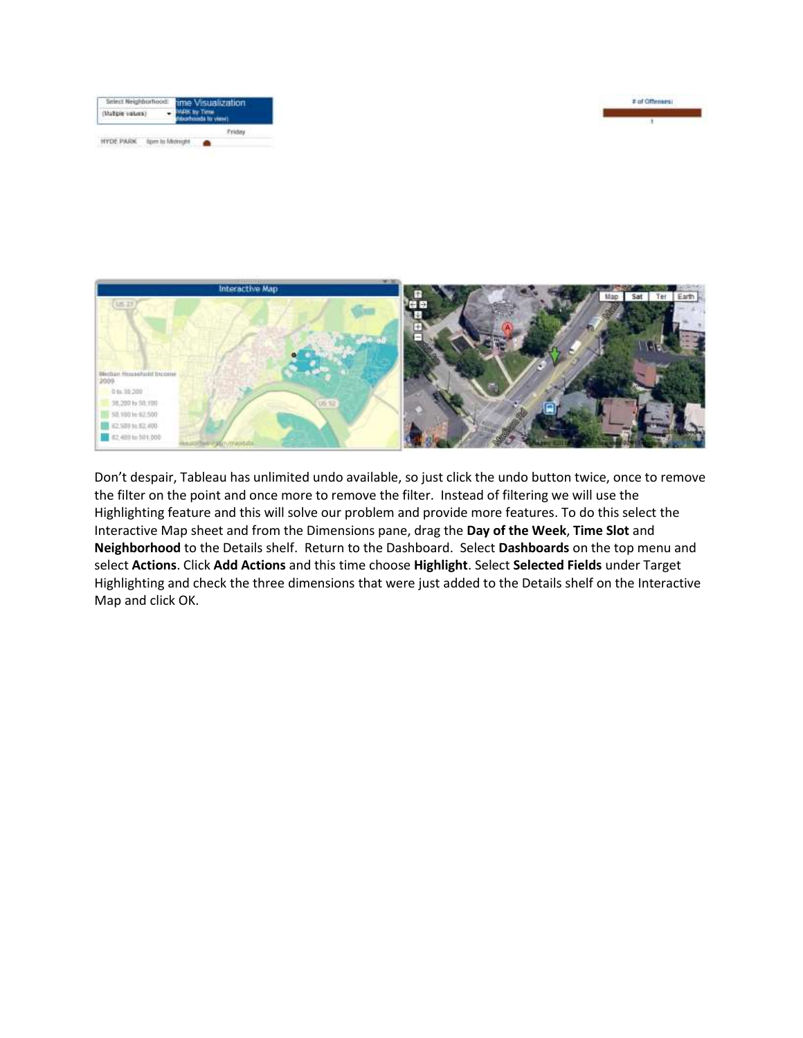Don't despair, Tableau has unlimited undo available, so just click the undo button twice, once to remove the filter on the point and once more to remove the filter. Instead of filtering we will use the Highlighting feature and this will solve our problem and provide more features. To do this select the Interactive Map sheet and from the Dimensions pane, drag the **Day of the Week**, **Time Slot** and **Neighborhood** to the Details shelf. Return to the Dashboard. Select **Dashboards** on the top menu and select **Actions**. Click **Add Actions** and this time choose **Highlight**. Select **Selected Fields** under Target Highlighting and check the three dimensions that were just added to the Details shelf on the Interactive Map and click OK.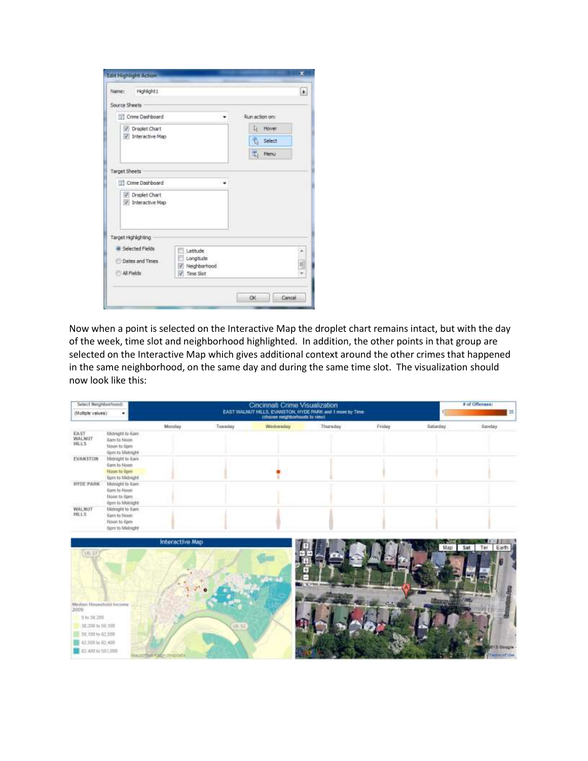Now when a point is selected on the Interactive Map the droplet chart remains intact, but with the day of the week, time slot and neighborhood highlighted. In addition, the other points in that group are selected on the Interactive Map which gives additional context around the other crimes that happened in the same neighborhood, on the same day and during the same time slot. The visualization should now look like this: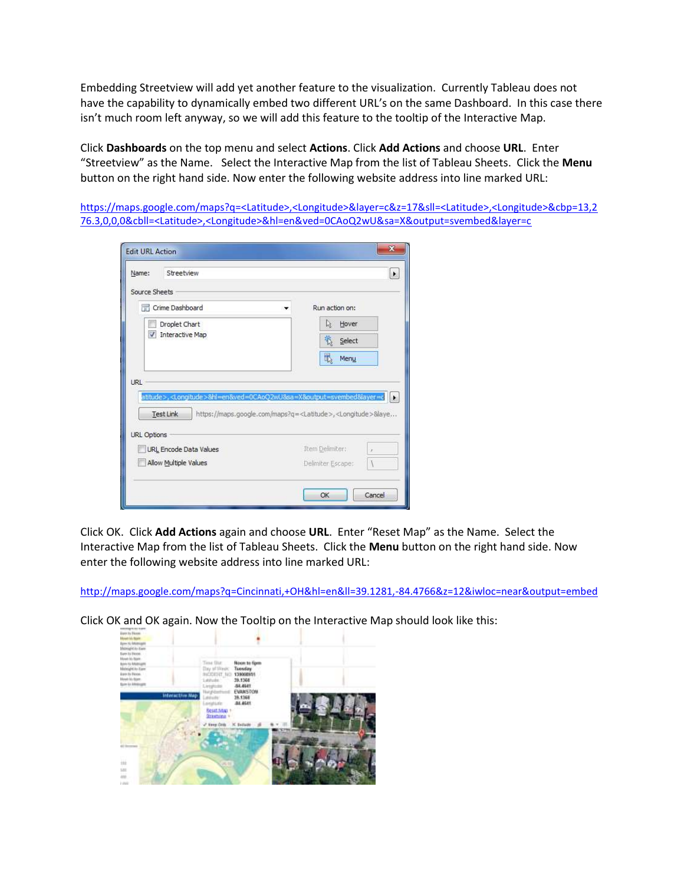Embedding Streetview will add yet another feature to the visualization. Currently Tableau does not have the capability to dynamically embed two different URL's on the same Dashboard. In this case there isn't much room left anyway, so we will add this feature to the tooltip of the Interactive Map.

Click **Dashboards** on the top menu and select **Actions**. Click **Add Actions** and choose **URL**. Enter "Streetview" as the Name. Select the Interactive Map from the list of Tableau Sheets. Click the **Menu** button on the right hand side. Now enter the following website address into line marked URL:

https://maps.google.com/maps?q=<Latitude>,<Longitude>&layer=c&z=17&sll=<Latitude>,<Longitude>&cbp=13,276.3,0,0,0&cbll=<Latitude>,<Longitude>&hl=en&ved=0CAoQ2wU&sa=X&output=svembed&layer=c

Click OK. Click **Add Actions** again and choose **URL**. Enter "Reset Map" as the Name. Select the Interactive Map from the list of Tableau Sheets. Click the **Menu** button on the right hand side. Now enter the following website address into line marked URL:

http://maps.google.com/maps?q=Cincinnati,+OH&hl=en&ll=39.1281,-84.4766&z=12&iwloc=near&output=embed

Click OK and OK again. Now the Tooltip on the Interactive Map should look like this: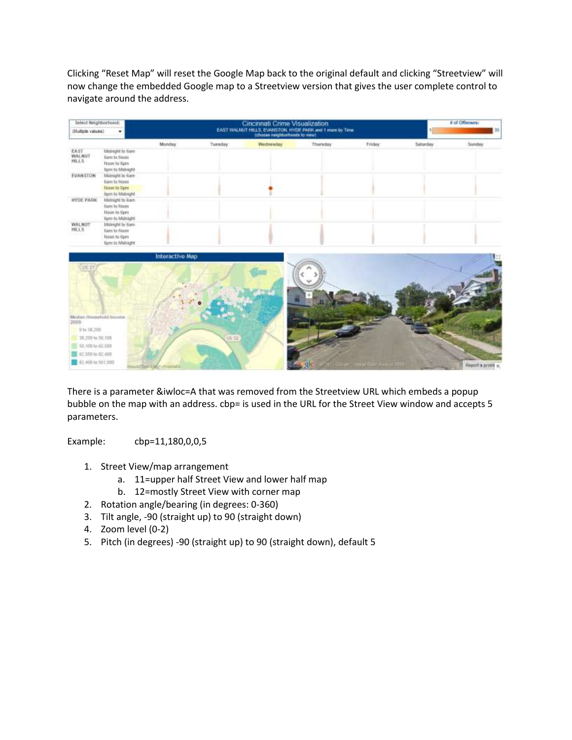Clicking “Reset Map” will reset the Google Map back to the original default and clicking “Streetview” will now change the embedded Google map to a Streetview version that gives the user complete control to navigate around the address.

There is a parameter &iwloc=A that was removed from the Streetview URL which embeds a popup bubble on the map with an address. cbp= is used in the URL for the Street View window and accepts 5 parameters.

Example: cbp=11,180,0,0,5

1. Street View/map arrangement
   a. 11=upper half Street View and lower half map
   b. 12=mostly Street View with corner map
2. Rotation angle/bearing (in degrees: 0-360)
3. Tilt angle, -90 (straight up) to 90 (straight down)
4. Zoom level (0-2)
5. Pitch (in degrees) -90 (straight up) to 90 (straight down), default 5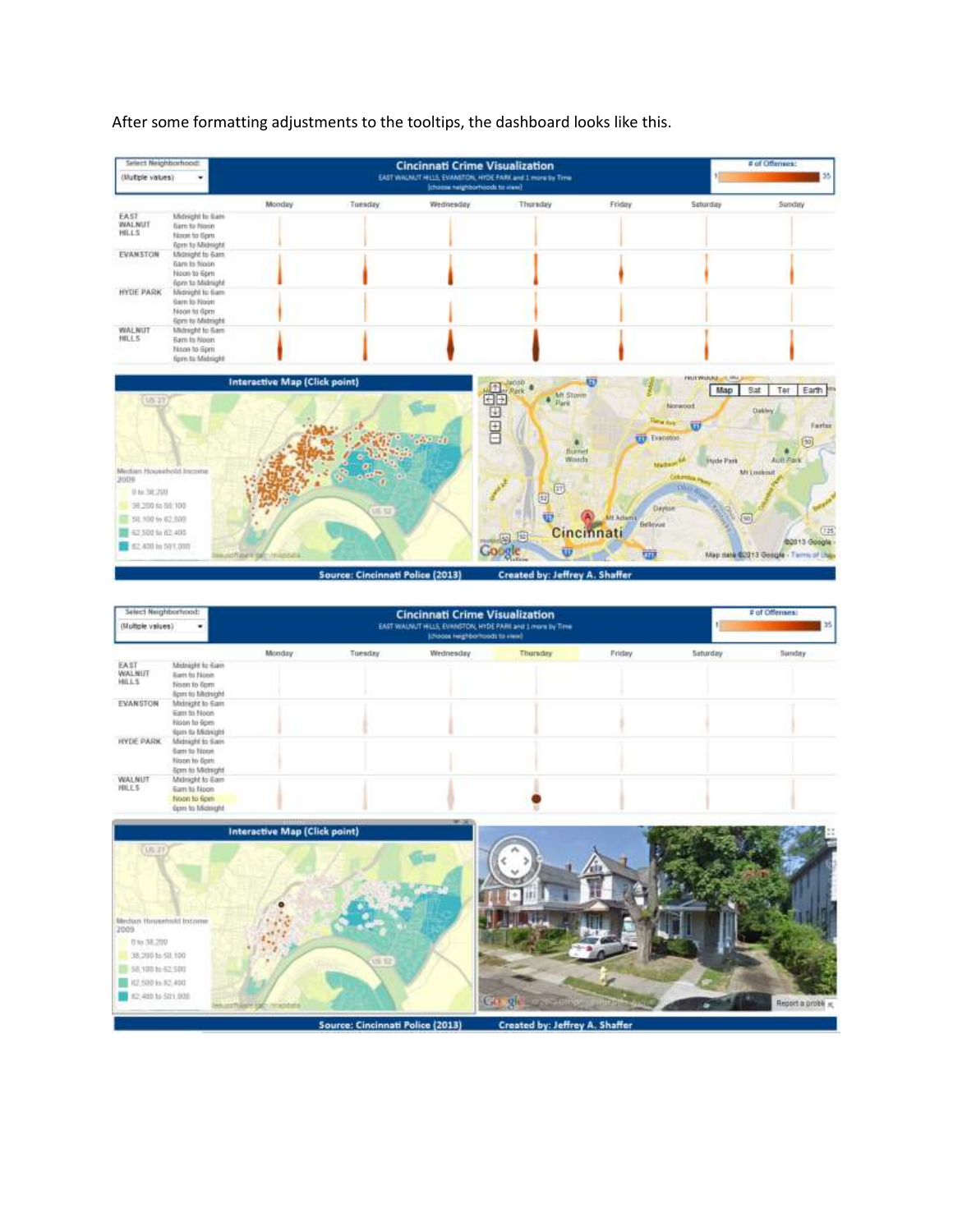After some formatting adjustments to the tooltips, the dashboard looks like this.

Select Neighborhood:
(Multiple values)

Cincinnati Crime Visualization
EAST WALNUT HILLS, EVANSTON, HYDE PARK and 1 more by Time
(choose neighborhoods to view)

# of Offenses:
1
35

Monday
Tuesday
Wednesday
Thursday
Friday
Saturday
Sunday

EAST WALNUT HILLS
EVANSTON
HYDE PARK
WALNUT HILLS

Midnight to 6am
6am to Noon
Noon to 6pm
6pm to Midnight

Interactive Map (Click point)

Median Household Income 2009
0 to 38,200
38,200 to 50,100
50,100 to 62,500
62,500 to 82,400
82,400 to 501,000

Map
Sat
Ter
Earth

Source: Cincinnati Police (2013)
Created by: Jeffrey A. Shaffer

Select Neighborhood:
(Multiple values)

Cincinnati Crime Visualization
EAST WALNUT HILLS, EVANSTON, HYDE PARK and 1 more by Time
(choose neighborhoods to view)

# of Offenses:
1
35

Monday
Tuesday
Wednesday
Thursday
Friday
Saturday
Sunday

EAST WALNUT HILLS
EVANSTON
HYDE PARK
WALNUT HILLS

Midnight to 6am
6am to Noon
Noon to 6pm
6pm to Midnight

Interactive Map (Click point)

Median Household Income 2009
0 to 38,200
38,200 to 50,100
50,100 to 62,500
62,500 to 82,400
82,400 to 501,000

Source: Cincinnati Police (2013)
Created by: Jeffrey A. Shaffer